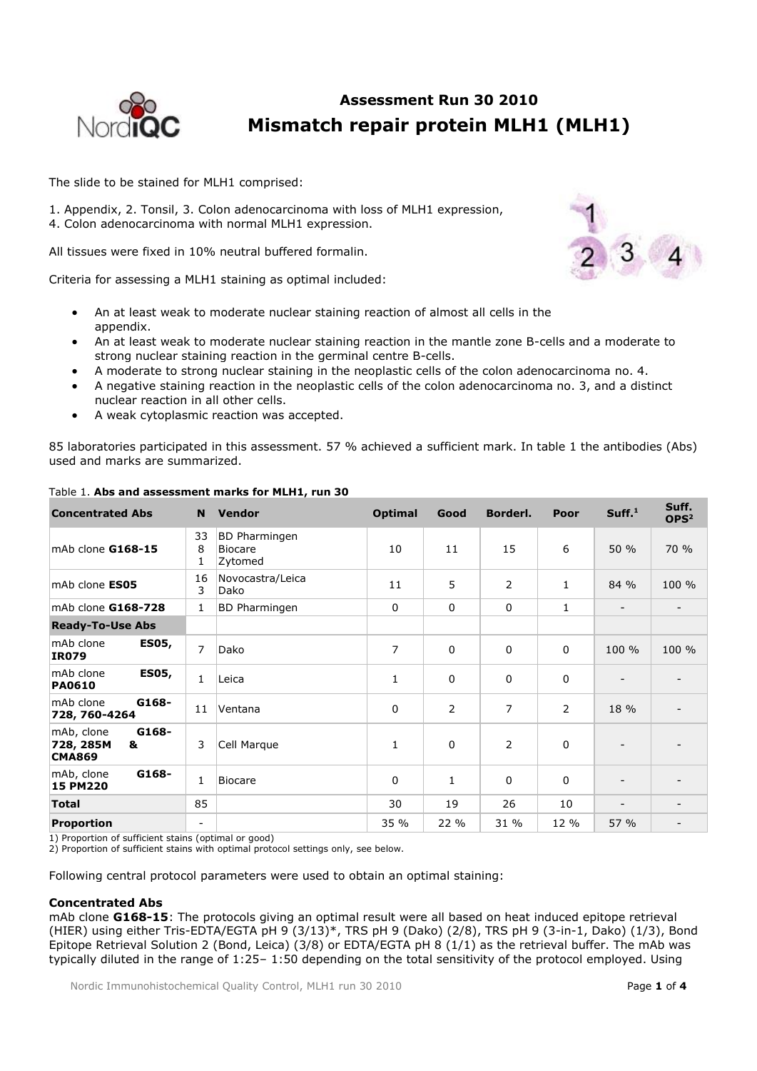## Assessment Run 30 2010

# Mismatch repair protein MLH1 (MLH1)

The slide to be stained for MLH1 comprised:

1. Appendix, 2. Tonsil, 3. Colon adenocarcinoma with loss of MLH1 expression,
4. Colon adenocarcinoma with normal MLH1 expression.

All tissues were fixed in 10% neutral buffered formalin.

Criteria for assessing a MLH1 staining as optimal included:

- An at least weak to moderate nuclear staining reaction of almost all cells in the appendix.
- An at least weak to moderate nuclear staining reaction in the mantle zone B-cells and a moderate to strong nuclear staining reaction in the germinal centre B-cells.
- A moderate to strong nuclear staining in the neoplastic cells of the colon adenocarcinoma no. 4.
- A negative staining reaction in the neoplastic cells of the colon adenocarcinoma no. 3, and a distinct nuclear reaction in all other cells.
- A weak cytoplasmic reaction was accepted.

85 laboratories participated in this assessment. 57 % achieved a sufficient mark. In table 1 the antibodies (Abs) used and marks are summarized.

Table 1. **Abs and assessment marks for MLH1, run 30**

| Concentrated Abs | N | Vendor | Optimal | Good | Borderl. | Poor | Suff.[1] | Suff. OPS[2] |
|---|---|---|---|---|---|---|---|---|
| mAb clone **G168-15** | 33<br>8<br>1 | BD Pharmingen<br>Biocare<br>Zytomed | 10 | 11 | 15 | 6 | 50 % | 70 % |
| mAb clone **ES05** | 16<br>3 | Novocastra/Leica<br>Dako | 11 | 5 | 2 | 1 | 84 % | 100 % |
| mAb clone **G168-728** | 1 | BD Pharmingen | 0 | 0 | 0 | 1 | - | - |
| **Ready-To-Use Abs** | | | | | | | | |
| mAb clone **ES05, IR079** | 7 | Dako | 7 | 0 | 0 | 0 | 100 % | 100 % |
| mAb clone **ES05, PA0610** | 1 | Leica | 1 | 0 | 0 | 0 | - | - |
| mAb clone **G168-728, 760-4264** | 11 | Ventana | 0 | 2 | 7 | 2 | 18 % | - |
| mAb, clone **G168-728, 285M & CMA869** | 3 | Cell Marque | 1 | 0 | 2 | 0 | - | - |
| mAb, clone **G168-15 PM220** | 1 | Biocare | 0 | 1 | 0 | 0 | - | - |
| **Total** | 85 | | 30 | 19 | 26 | 10 | - | - |
| **Proportion** | - | | 35 % | 22 % | 31 % | 12 % | 57 % | - |

1) Proportion of sufficient stains (optimal or good)
2) Proportion of sufficient stains with optimal protocol settings only, see below.

Following central protocol parameters were used to obtain an optimal staining:

**Concentrated Abs**
mAb clone **G168-15**: The protocols giving an optimal result were all based on heat induced epitope retrieval (HIER) using either Tris-EDTA/EGTA pH 9 (3/13)*, TRS pH 9 (Dako) (2/8), TRS pH 9 (3-in-1, Dako) (1/3), Bond Epitope Retrieval Solution 2 (Bond, Leica) (3/8) or EDTA/EGTA pH 8 (1/1) as the retrieval buffer. The mAb was typically diluted in the range of 1:25– 1:50 depending on the total sensitivity of the protocol employed. Using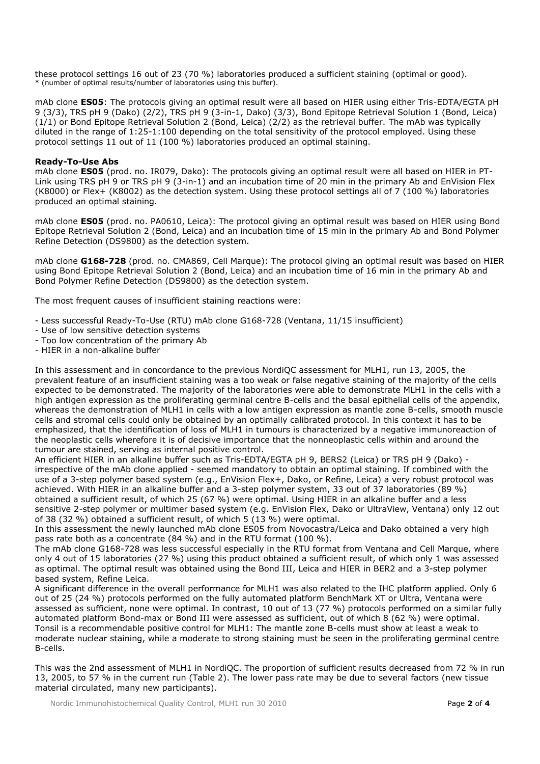these protocol settings 16 out of 23 (70 %) laboratories produced a sufficient staining (optimal or good).
* (number of optimal results/number of laboratories using this buffer).

mAb clone **ES05**: The protocols giving an optimal result were all based on HIER using either Tris-EDTA/EGTA pH 9 (3/3), TRS pH 9 (Dako) (2/2), TRS pH 9 (3-in-1, Dako) (3/3), Bond Epitope Retrieval Solution 1 (Bond, Leica) (1/1) or Bond Epitope Retrieval Solution 2 (Bond, Leica) (2/2) as the retrieval buffer. The mAb was typically diluted in the range of 1:25-1:100 depending on the total sensitivity of the protocol employed. Using these protocol settings 11 out of 11 (100 %) laboratories produced an optimal staining.

**Ready-To-Use Abs**
mAb clone **ES05** (prod. no. IR079, Dako): The protocols giving an optimal result were all based on HIER in PT-Link using TRS pH 9 or TRS pH 9 (3-in-1) and an incubation time of 20 min in the primary Ab and EnVision Flex (K8000) or Flex+ (K8002) as the detection system. Using these protocol settings all of 7 (100 %) laboratories produced an optimal staining.

mAb clone **ES05** (prod. no. PA0610, Leica): The protocol giving an optimal result was based on HIER using Bond Epitope Retrieval Solution 2 (Bond, Leica) and an incubation time of 15 min in the primary Ab and Bond Polymer Refine Detection (DS9800) as the detection system.

mAb clone **G168-728** (prod. no. CMA869, Cell Marque): The protocol giving an optimal result was based on HIER using Bond Epitope Retrieval Solution 2 (Bond, Leica) and an incubation time of 16 min in the primary Ab and Bond Polymer Refine Detection (DS9800) as the detection system.

The most frequent causes of insufficient staining reactions were:

- Less successful Ready-To-Use (RTU) mAb clone G168-728 (Ventana, 11/15 insufficient)
- Use of low sensitive detection systems
- Too low concentration of the primary Ab
- HIER in a non-alkaline buffer

In this assessment and in concordance to the previous NordiQC assessment for MLH1, run 13, 2005, the prevalent feature of an insufficient staining was a too weak or false negative staining of the majority of the cells expected to be demonstrated. The majority of the laboratories were able to demonstrate MLH1 in the cells with a high antigen expression as the proliferating germinal centre B-cells and the basal epithelial cells of the appendix, whereas the demonstration of MLH1 in cells with a low antigen expression as mantle zone B-cells, smooth muscle cells and stromal cells could only be obtained by an optimally calibrated protocol. In this context it has to be emphasized, that the identification of loss of MLH1 in tumours is characterized by a negative immunoreaction of the neoplastic cells wherefore it is of decisive importance that the nonneoplastic cells within and around the tumour are stained, serving as internal positive control.
An efficient HIER in an alkaline buffer such as Tris-EDTA/EGTA pH 9, BERS2 (Leica) or TRS pH 9 (Dako) - irrespective of the mAb clone applied - seemed mandatory to obtain an optimal staining. If combined with the use of a 3-step polymer based system (e.g., EnVision Flex+, Dako, or Refine, Leica) a very robust protocol was achieved. With HIER in an alkaline buffer and a 3-step polymer system, 33 out of 37 laboratories (89 %) obtained a sufficient result, of which 25 (67 %) were optimal. Using HIER in an alkaline buffer and a less sensitive 2-step polymer or multimer based system (e.g. EnVision Flex, Dako or UltraView, Ventana) only 12 out of 38 (32 %) obtained a sufficient result, of which 5 (13 %) were optimal.
In this assessment the newly launched mAb clone ES05 from Novocastra/Leica and Dako obtained a very high pass rate both as a concentrate (84 %) and in the RTU format (100 %).
The mAb clone G168-728 was less successful especially in the RTU format from Ventana and Cell Marque, where only 4 out of 15 laboratories (27 %) using this product obtained a sufficient result, of which only 1 was assessed as optimal. The optimal result was obtained using the Bond III, Leica and HIER in BER2 and a 3-step polymer based system, Refine Leica.
A significant difference in the overall performance for MLH1 was also related to the IHC platform applied. Only 6 out of 25 (24 %) protocols performed on the fully automated platform BenchMark XT or Ultra, Ventana were assessed as sufficient, none were optimal. In contrast, 10 out of 13 (77 %) protocols performed on a similar fully automated platform Bond-max or Bond III were assessed as sufficient, out of which 8 (62 %) were optimal.
Tonsil is a recommendable positive control for MLH1: The mantle zone B-cells must show at least a weak to moderate nuclear staining, while a moderate to strong staining must be seen in the proliferating germinal centre B-cells.

This was the 2nd assessment of MLH1 in NordiQC. The proportion of sufficient results decreased from 72 % in run 13, 2005, to 57 % in the current run (Table 2). The lower pass rate may be due to several factors (new tissue material circulated, many new participants).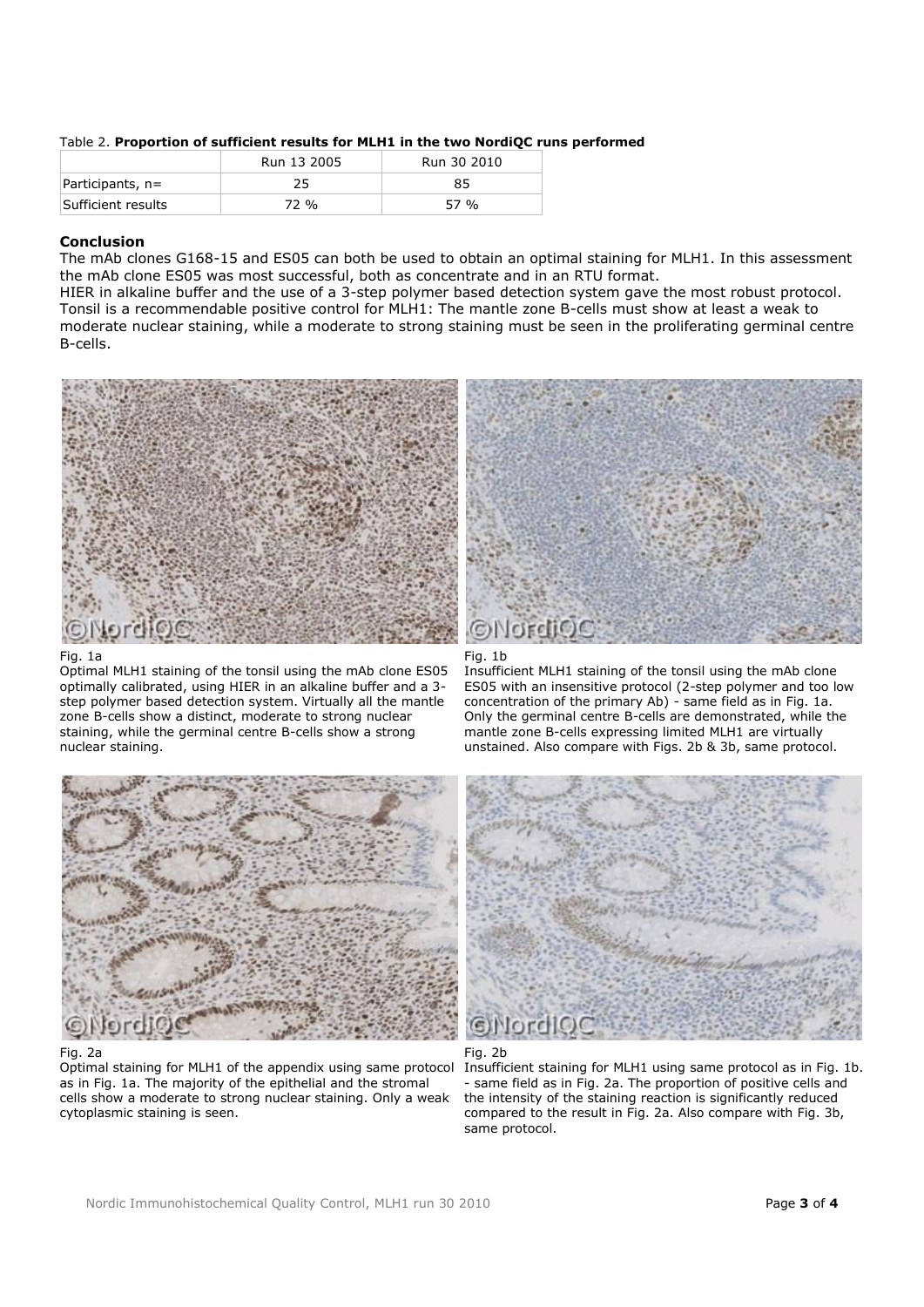Table 2. **Proportion of sufficient results for MLH1 in the two NordiQC runs performed**

| | Run 13 2005 | Run 30 2010 |
|---|---|---|
| Participants, n= | 25 | 85 |
| Sufficient results | 72 % | 57 % |

### Conclusion

The mAb clones G168-15 and ES05 can both be used to obtain an optimal staining for MLH1. In this assessment the mAb clone ES05 was most successful, both as concentrate and in an RTU format.
HIER in alkaline buffer and the use of a 3-step polymer based detection system gave the most robust protocol.
Tonsil is a recommendable positive control for MLH1: The mantle zone B-cells must show at least a weak to moderate nuclear staining, while a moderate to strong staining must be seen in the proliferating germinal centre B-cells.

Fig. 1a
Optimal MLH1 staining of the tonsil using the mAb clone ES05 optimally calibrated, using HIER in an alkaline buffer and a 3-step polymer based detection system. Virtually all the mantle zone B-cells show a distinct, moderate to strong nuclear staining, while the germinal centre B-cells show a strong nuclear staining.

Fig. 1b
Insufficient MLH1 staining of the tonsil using the mAb clone ES05 with an insensitive protocol (2-step polymer and too low concentration of the primary Ab) - same field as in Fig. 1a. Only the germinal centre B-cells are demonstrated, while the mantle zone B-cells expressing limited MLH1 are virtually unstained. Also compare with Figs. 2b & 3b, same protocol.

Fig. 2a
Optimal staining for MLH1 of the appendix using same protocol as in Fig. 1a. The majority of the epithelial and the stromal cells show a moderate to strong nuclear staining. Only a weak cytoplasmic staining is seen.

Fig. 2b
Insufficient staining for MLH1 using same protocol as in Fig. 1b. - same field as in Fig. 2a. The proportion of positive cells and the intensity of the staining reaction is significantly reduced compared to the result in Fig. 2a. Also compare with Fig. 3b, same protocol.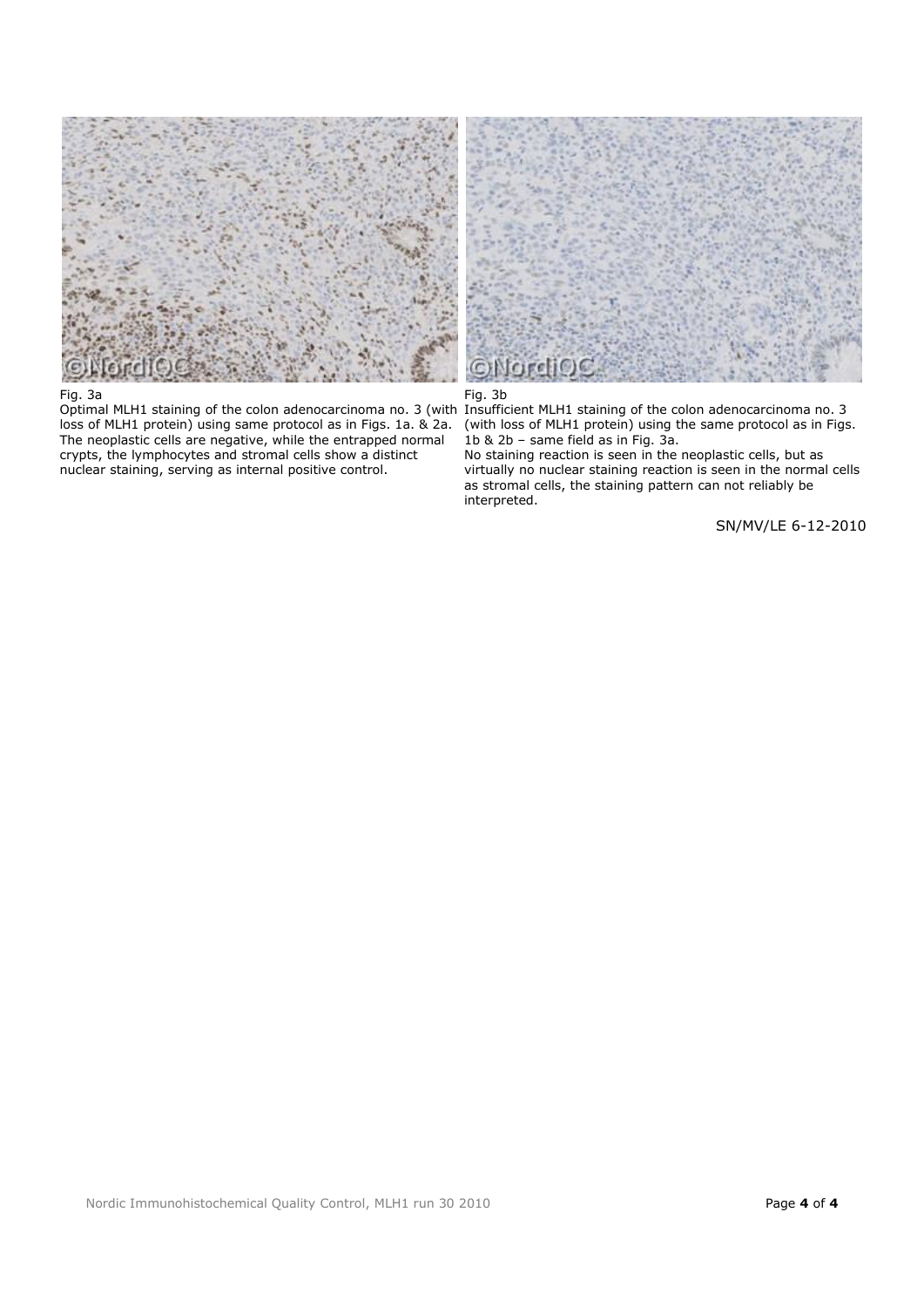Fig. 3a
Optimal MLH1 staining of the colon adenocarcinoma no. 3 (with loss of MLH1 protein) using same protocol as in Figs. 1a. & 2a. The neoplastic cells are negative, while the entrapped normal crypts, the lymphocytes and stromal cells show a distinct nuclear staining, serving as internal positive control.

Fig. 3b
Insufficient MLH1 staining of the colon adenocarcinoma no. 3 (with loss of MLH1 protein) using the same protocol as in Figs. 1b & 2b – same field as in Fig. 3a.
No staining reaction is seen in the neoplastic cells, but as virtually no nuclear staining reaction is seen in the normal cells as stromal cells, the staining pattern can not reliably be interpreted.

SN/MV/LE 6-12-2010